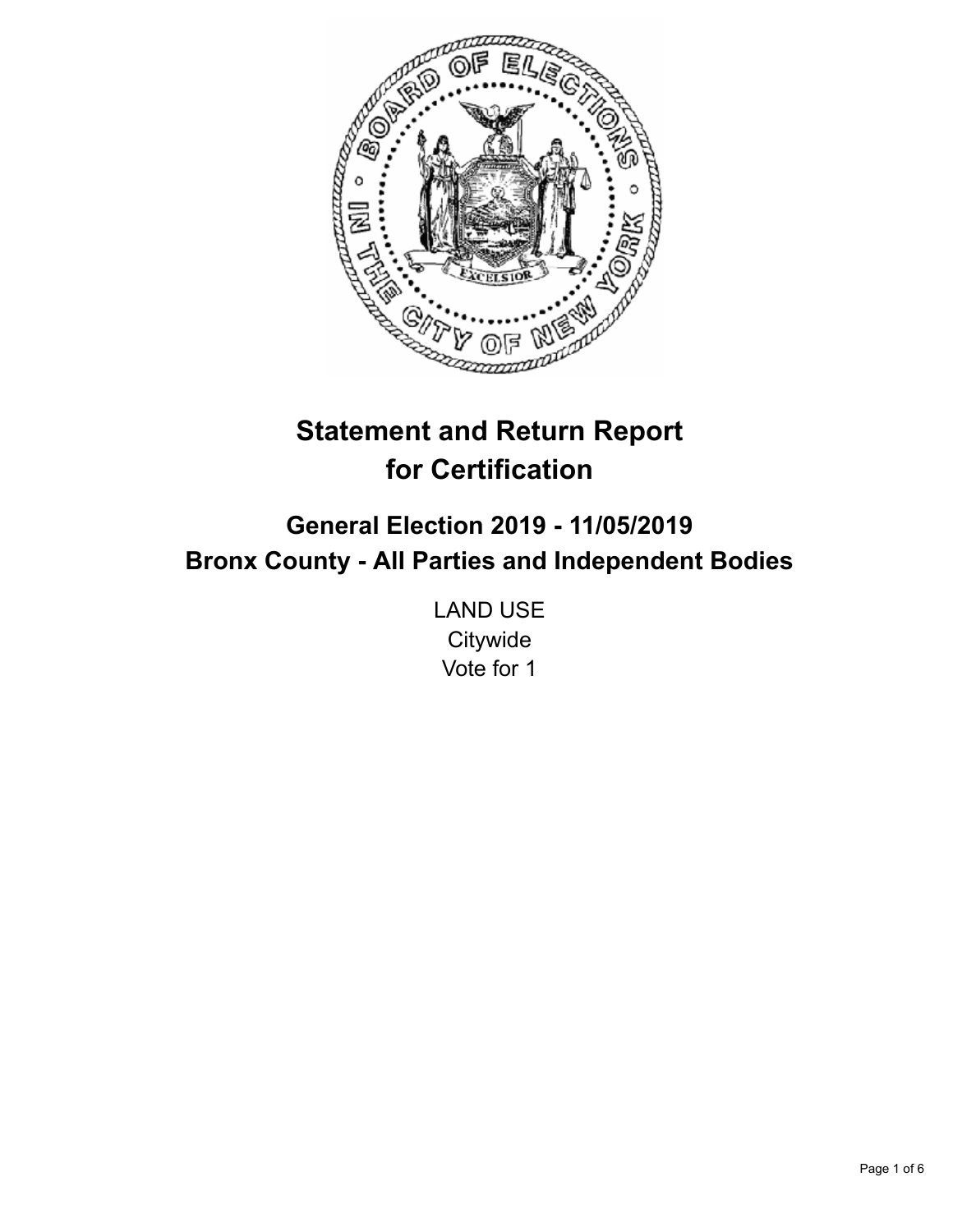# Statement and Return Report for Certification

## General Election 2019 - 11/05/2019
## Bronx County - All Parties and Independent Bodies

LAND USE
Citywide
Vote for 1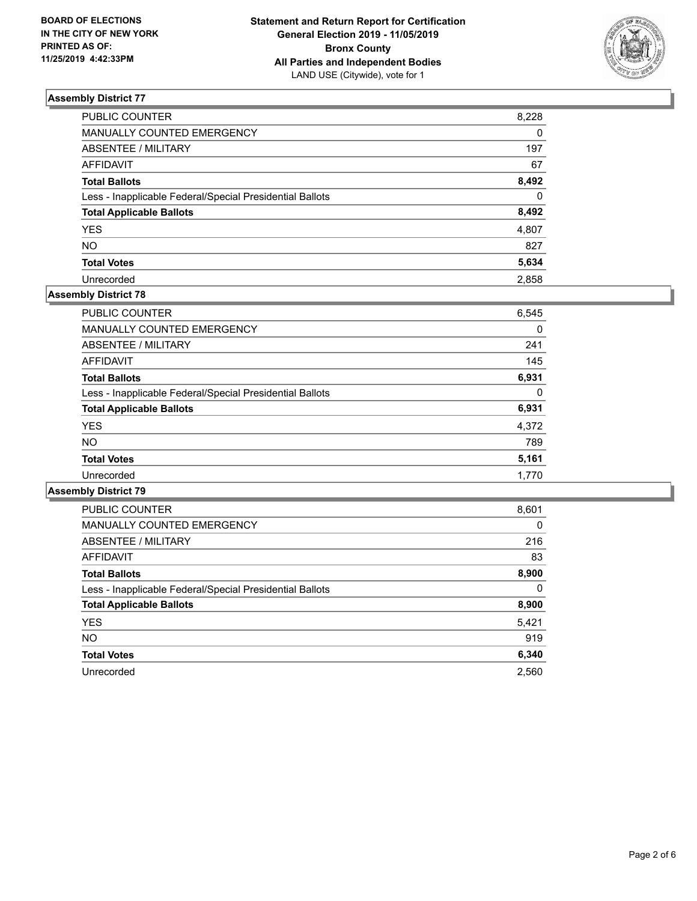BOARD OF ELECTIONS
IN THE CITY OF NEW YORK
PRINTED AS OF:
11/25/2019 4:42:33PM

**Statement and Return Report for Certification**
**General Election 2019 - 11/05/2019**
**Bronx County**
**All Parties and Independent Bodies**
LAND USE (Citywide), vote for 1

### Assembly District 77

| | |
|---|---|
| PUBLIC COUNTER | 8,228 |
| MANUALLY COUNTED EMERGENCY | 0 |
| ABSENTEE / MILITARY | 197 |
| AFFIDAVIT | 67 |
| **Total Ballots** | **8,492** |
| Less - Inapplicable Federal/Special Presidential Ballots | 0 |
| **Total Applicable Ballots** | **8,492** |
| YES | 4,807 |
| NO | 827 |
| **Total Votes** | **5,634** |
| Unrecorded | 2,858 |

### Assembly District 78

| | |
|---|---|
| PUBLIC COUNTER | 6,545 |
| MANUALLY COUNTED EMERGENCY | 0 |
| ABSENTEE / MILITARY | 241 |
| AFFIDAVIT | 145 |
| **Total Ballots** | **6,931** |
| Less - Inapplicable Federal/Special Presidential Ballots | 0 |
| **Total Applicable Ballots** | **6,931** |
| YES | 4,372 |
| NO | 789 |
| **Total Votes** | **5,161** |
| Unrecorded | 1,770 |

### Assembly District 79

| | |
|---|---|
| PUBLIC COUNTER | 8,601 |
| MANUALLY COUNTED EMERGENCY | 0 |
| ABSENTEE / MILITARY | 216 |
| AFFIDAVIT | 83 |
| **Total Ballots** | **8,900** |
| Less - Inapplicable Federal/Special Presidential Ballots | 0 |
| **Total Applicable Ballots** | **8,900** |
| YES | 5,421 |
| NO | 919 |
| **Total Votes** | **6,340** |
| Unrecorded | 2,560 |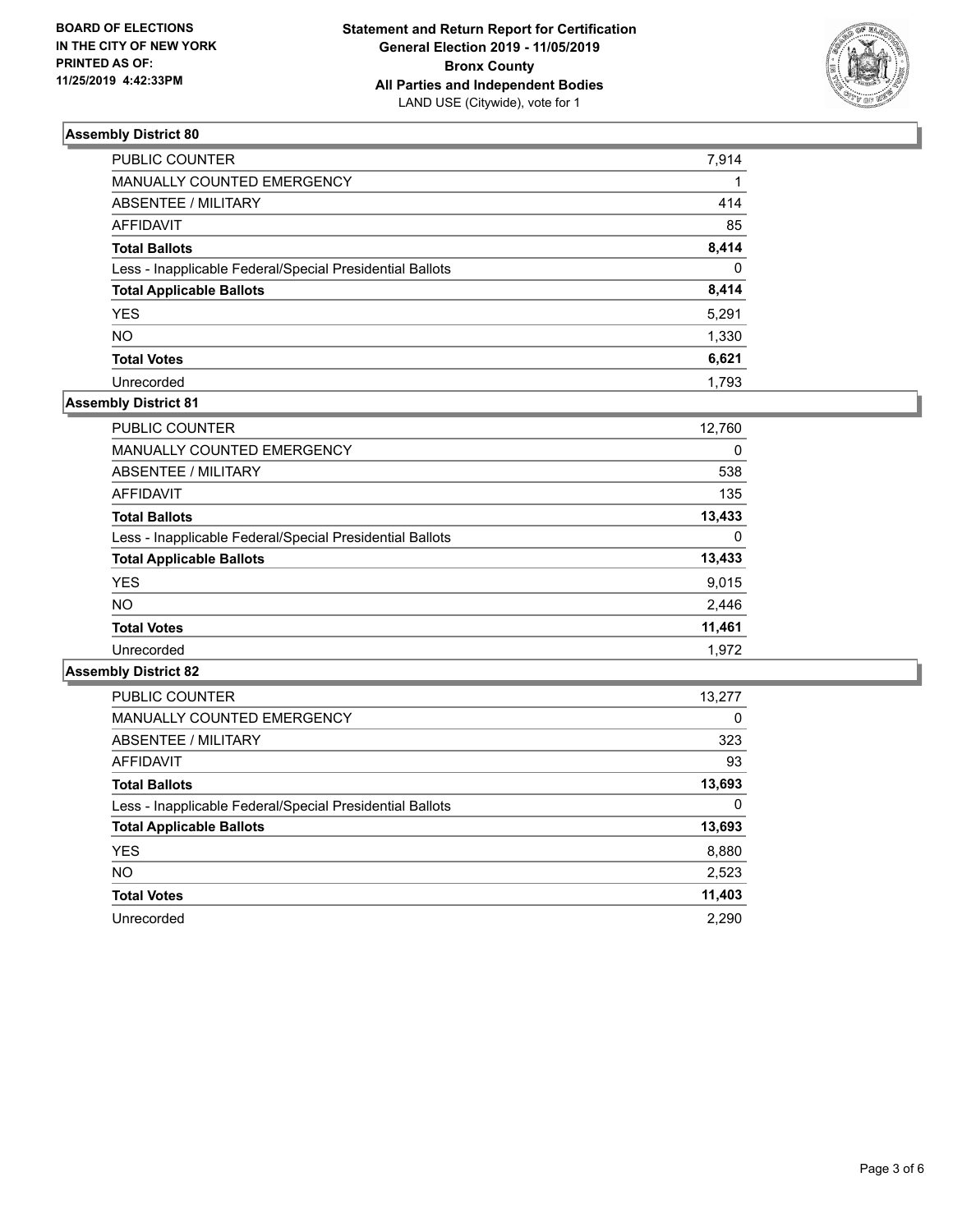BOARD OF ELECTIONS
IN THE CITY OF NEW YORK
PRINTED AS OF:
11/25/2019 4:42:33PM

**Statement and Return Report for Certification**
**General Election 2019 - 11/05/2019**
**Bronx County**
**All Parties and Independent Bodies**
LAND USE (Citywide), vote for 1

### Assembly District 80

| | |
|---|---|
| PUBLIC COUNTER | 7,914 |
| MANUALLY COUNTED EMERGENCY | 1 |
| ABSENTEE / MILITARY | 414 |
| AFFIDAVIT | 85 |
| **Total Ballots** | **8,414** |
| Less - Inapplicable Federal/Special Presidential Ballots | 0 |
| **Total Applicable Ballots** | **8,414** |
| YES | 5,291 |
| NO | 1,330 |
| **Total Votes** | **6,621** |
| Unrecorded | 1,793 |

### Assembly District 81

| | |
|---|---|
| PUBLIC COUNTER | 12,760 |
| MANUALLY COUNTED EMERGENCY | 0 |
| ABSENTEE / MILITARY | 538 |
| AFFIDAVIT | 135 |
| **Total Ballots** | **13,433** |
| Less - Inapplicable Federal/Special Presidential Ballots | 0 |
| **Total Applicable Ballots** | **13,433** |
| YES | 9,015 |
| NO | 2,446 |
| **Total Votes** | **11,461** |
| Unrecorded | 1,972 |

### Assembly District 82

| | |
|---|---|
| PUBLIC COUNTER | 13,277 |
| MANUALLY COUNTED EMERGENCY | 0 |
| ABSENTEE / MILITARY | 323 |
| AFFIDAVIT | 93 |
| **Total Ballots** | **13,693** |
| Less - Inapplicable Federal/Special Presidential Ballots | 0 |
| **Total Applicable Ballots** | **13,693** |
| YES | 8,880 |
| NO | 2,523 |
| **Total Votes** | **11,403** |
| Unrecorded | 2,290 |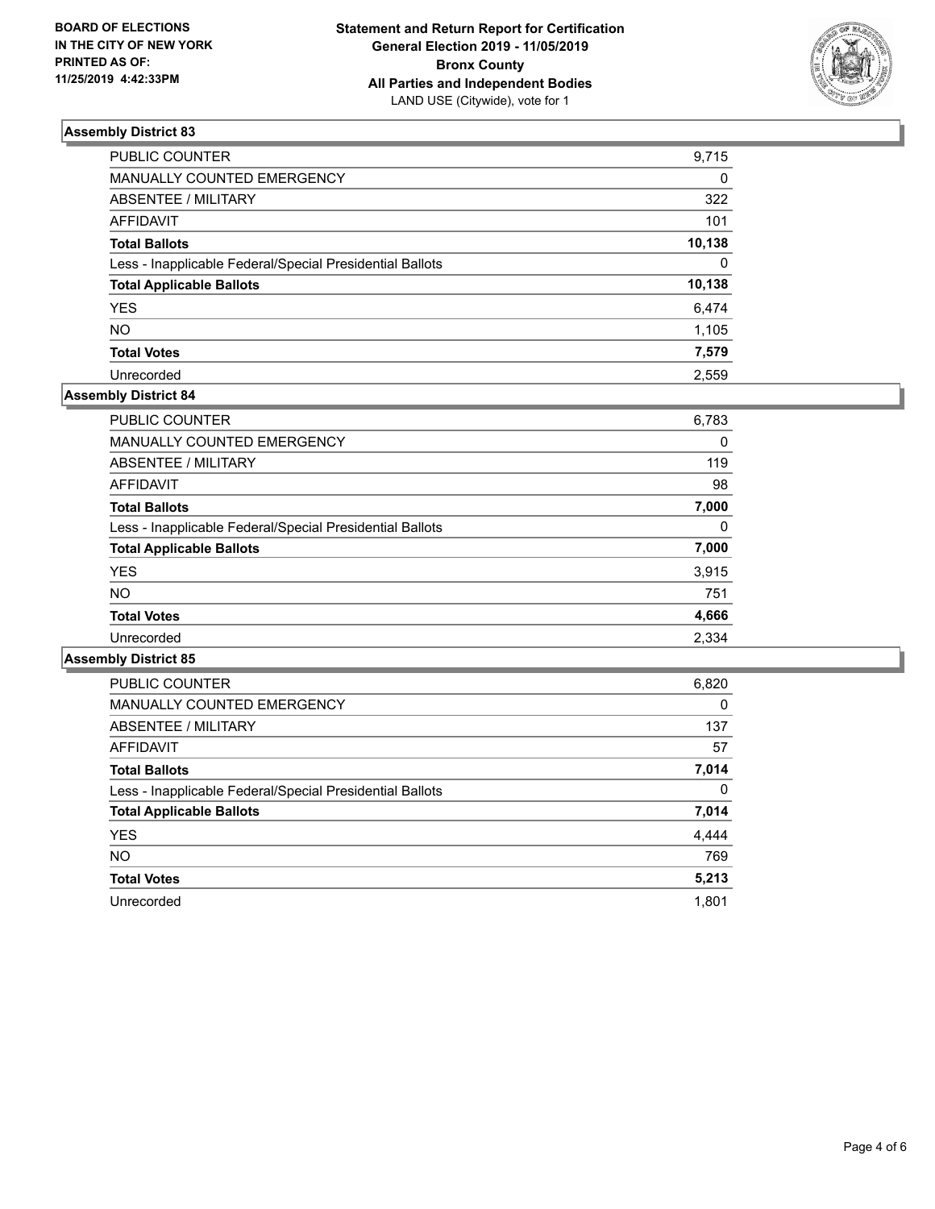BOARD OF ELECTIONS
IN THE CITY OF NEW YORK
PRINTED AS OF:
11/25/2019 4:42:33PM

**Statement and Return Report for Certification**
**General Election 2019 - 11/05/2019**
**Bronx County**
**All Parties and Independent Bodies**
LAND USE (Citywide), vote for 1

### Assembly District 83

| | |
|---|---|
| PUBLIC COUNTER | 9,715 |
| MANUALLY COUNTED EMERGENCY | 0 |
| ABSENTEE / MILITARY | 322 |
| AFFIDAVIT | 101 |
| **Total Ballots** | **10,138** |
| Less - Inapplicable Federal/Special Presidential Ballots | 0 |
| **Total Applicable Ballots** | **10,138** |
| YES | 6,474 |
| NO | 1,105 |
| **Total Votes** | **7,579** |
| Unrecorded | 2,559 |

### Assembly District 84

| | |
|---|---|
| PUBLIC COUNTER | 6,783 |
| MANUALLY COUNTED EMERGENCY | 0 |
| ABSENTEE / MILITARY | 119 |
| AFFIDAVIT | 98 |
| **Total Ballots** | **7,000** |
| Less - Inapplicable Federal/Special Presidential Ballots | 0 |
| **Total Applicable Ballots** | **7,000** |
| YES | 3,915 |
| NO | 751 |
| **Total Votes** | **4,666** |
| Unrecorded | 2,334 |

### Assembly District 85

| | |
|---|---|
| PUBLIC COUNTER | 6,820 |
| MANUALLY COUNTED EMERGENCY | 0 |
| ABSENTEE / MILITARY | 137 |
| AFFIDAVIT | 57 |
| **Total Ballots** | **7,014** |
| Less - Inapplicable Federal/Special Presidential Ballots | 0 |
| **Total Applicable Ballots** | **7,014** |
| YES | 4,444 |
| NO | 769 |
| **Total Votes** | **5,213** |
| Unrecorded | 1,801 |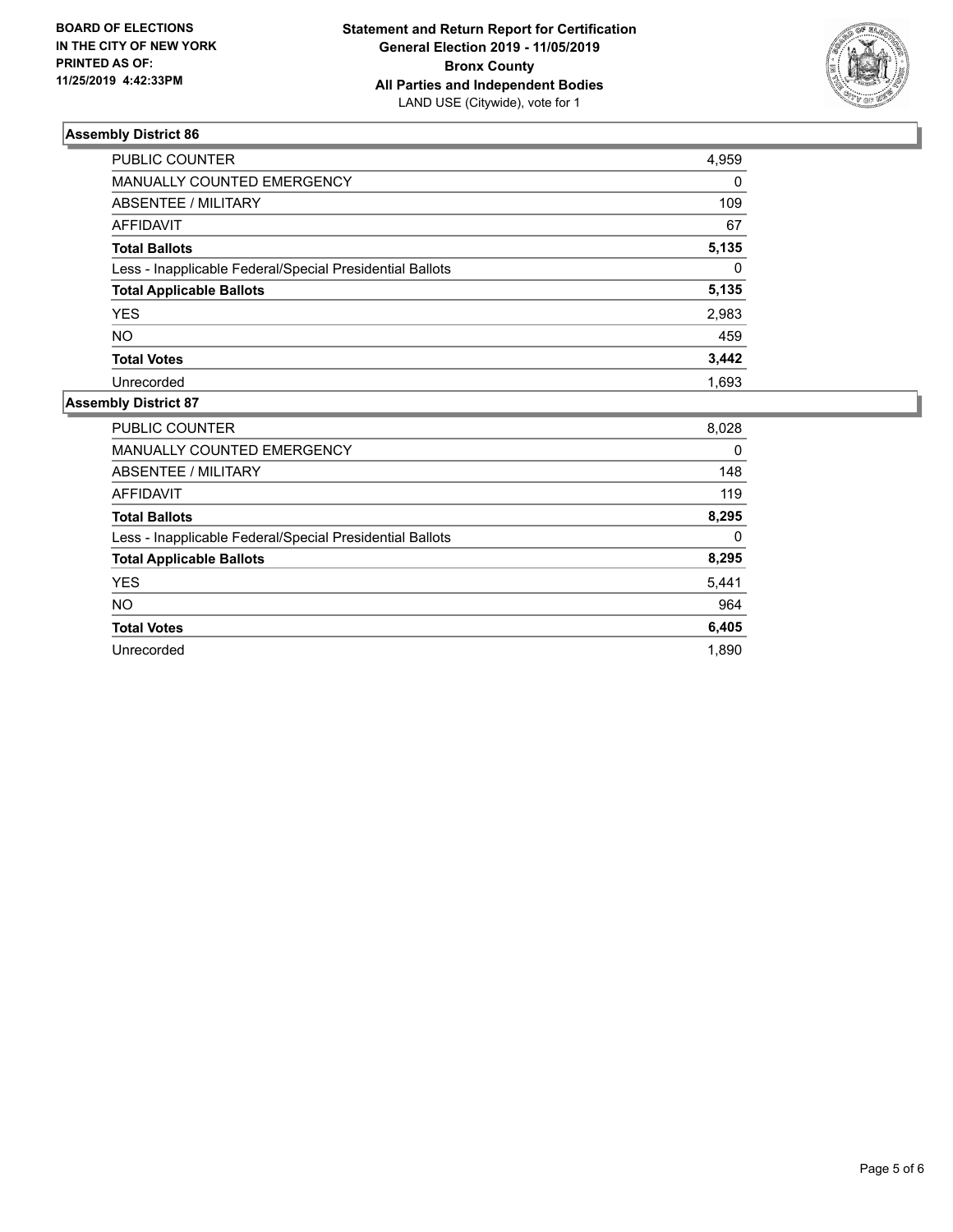**BOARD OF ELECTIONS**
**IN THE CITY OF NEW YORK**
**PRINTED AS OF:**
**11/25/2019 4:42:33PM**

**Statement and Return Report for Certification**
**General Election 2019 - 11/05/2019**
**Bronx County**
**All Parties and Independent Bodies**
LAND USE (Citywide), vote for 1

### Assembly District 86

| | |
|---|---|
| PUBLIC COUNTER | 4,959 |
| MANUALLY COUNTED EMERGENCY | 0 |
| ABSENTEE / MILITARY | 109 |
| AFFIDAVIT | 67 |
| **Total Ballots** | **5,135** |
| Less - Inapplicable Federal/Special Presidential Ballots | 0 |
| **Total Applicable Ballots** | **5,135** |
| YES | 2,983 |
| NO | 459 |
| **Total Votes** | **3,442** |
| Unrecorded | 1,693 |

### Assembly District 87

| | |
|---|---|
| PUBLIC COUNTER | 8,028 |
| MANUALLY COUNTED EMERGENCY | 0 |
| ABSENTEE / MILITARY | 148 |
| AFFIDAVIT | 119 |
| **Total Ballots** | **8,295** |
| Less - Inapplicable Federal/Special Presidential Ballots | 0 |
| **Total Applicable Ballots** | **8,295** |
| YES | 5,441 |
| NO | 964 |
| **Total Votes** | **6,405** |
| Unrecorded | 1,890 |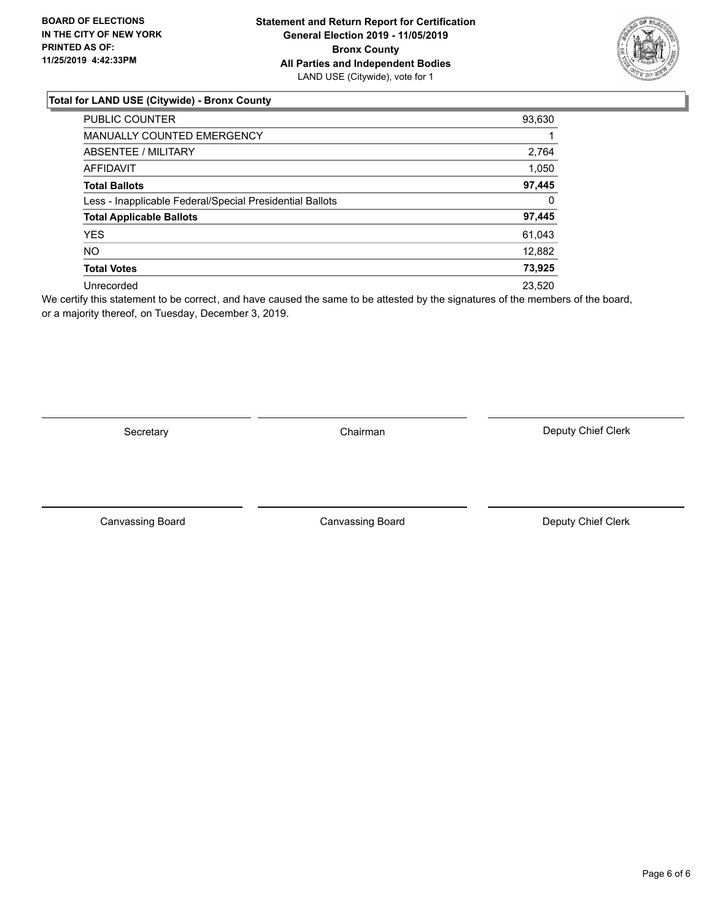**BOARD OF ELECTIONS IN THE CITY OF NEW YORK PRINTED AS OF: 11/25/2019 4:42:33PM**

**Statement and Return Report for Certification General Election 2019 - 11/05/2019 Bronx County All Parties and Independent Bodies**
LAND USE (Citywide), vote for 1

**Total for LAND USE (Citywide) - Bronx County**

| | |
|---|---|
| PUBLIC COUNTER | 93,630 |
| MANUALLY COUNTED EMERGENCY | 1 |
| ABSENTEE / MILITARY | 2,764 |
| AFFIDAVIT | 1,050 |
| **Total Ballots** | **97,445** |
| Less - Inapplicable Federal/Special Presidential Ballots | 0 |
| **Total Applicable Ballots** | **97,445** |
| YES | 61,043 |
| NO | 12,882 |
| **Total Votes** | **73,925** |
| Unrecorded | 23,520 |

We certify this statement to be correct, and have caused the same to be attested by the signatures of the members of the board, or a majority thereof, on Tuesday, December 3, 2019.

Secretary

Chairman

Deputy Chief Clerk

Canvassing Board

Canvassing Board

Deputy Chief Clerk